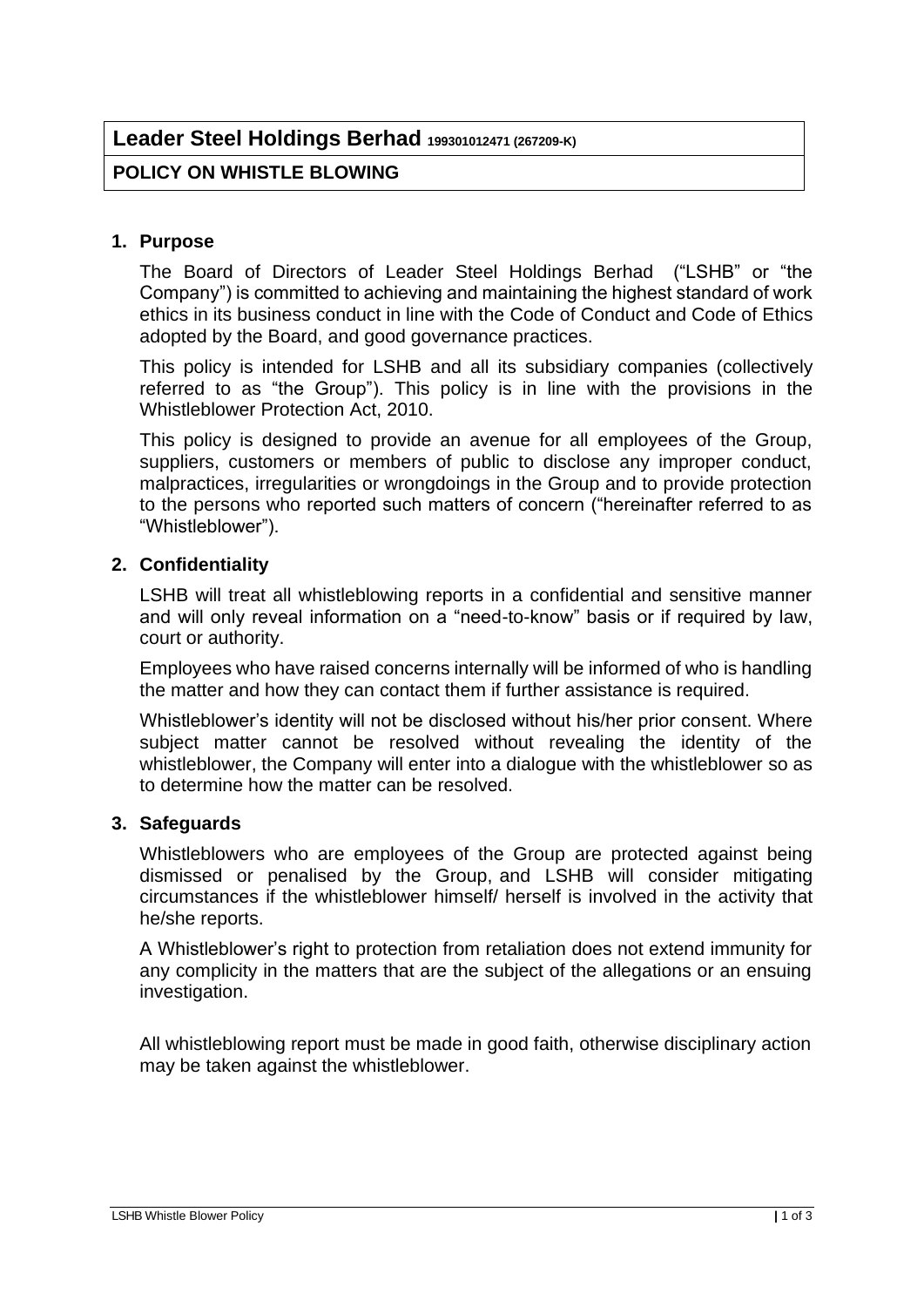# Leader Steel Holdings Berhad 199301012471 (267209-K)

## POLICY ON WHISTLE BLOWING

### 1. Purpose

The Board of Directors of Leader Steel Holdings Berhad ("LSHB" or "the Company") is committed to achieving and maintaining the highest standard of work ethics in its business conduct in line with the Code of Conduct and Code of Ethics adopted by the Board, and good governance practices.

This policy is intended for LSHB and all its subsidiary companies (collectively referred to as "the Group"). This policy is in line with the provisions in the Whistleblower Protection Act, 2010.

This policy is designed to provide an avenue for all employees of the Group, suppliers, customers or members of public to disclose any improper conduct, malpractices, irregularities or wrongdoings in the Group and to provide protection to the persons who reported such matters of concern ("hereinafter referred to as "Whistleblower").

### 2. Confidentiality

LSHB will treat all whistleblowing reports in a confidential and sensitive manner and will only reveal information on a "need-to-know" basis or if required by law, court or authority.

Employees who have raised concerns internally will be informed of who is handling the matter and how they can contact them if further assistance is required.

Whistleblower's identity will not be disclosed without his/her prior consent. Where subject matter cannot be resolved without revealing the identity of the whistleblower, the Company will enter into a dialogue with the whistleblower so as to determine how the matter can be resolved.

### 3. Safeguards

Whistleblowers who are employees of the Group are protected against being dismissed or penalised by the Group, and LSHB will consider mitigating circumstances if the whistleblower himself/ herself is involved in the activity that he/she reports.

A Whistleblower's right to protection from retaliation does not extend immunity for any complicity in the matters that are the subject of the allegations or an ensuing investigation.

All whistleblowing report must be made in good faith, otherwise disciplinary action may be taken against the whistleblower.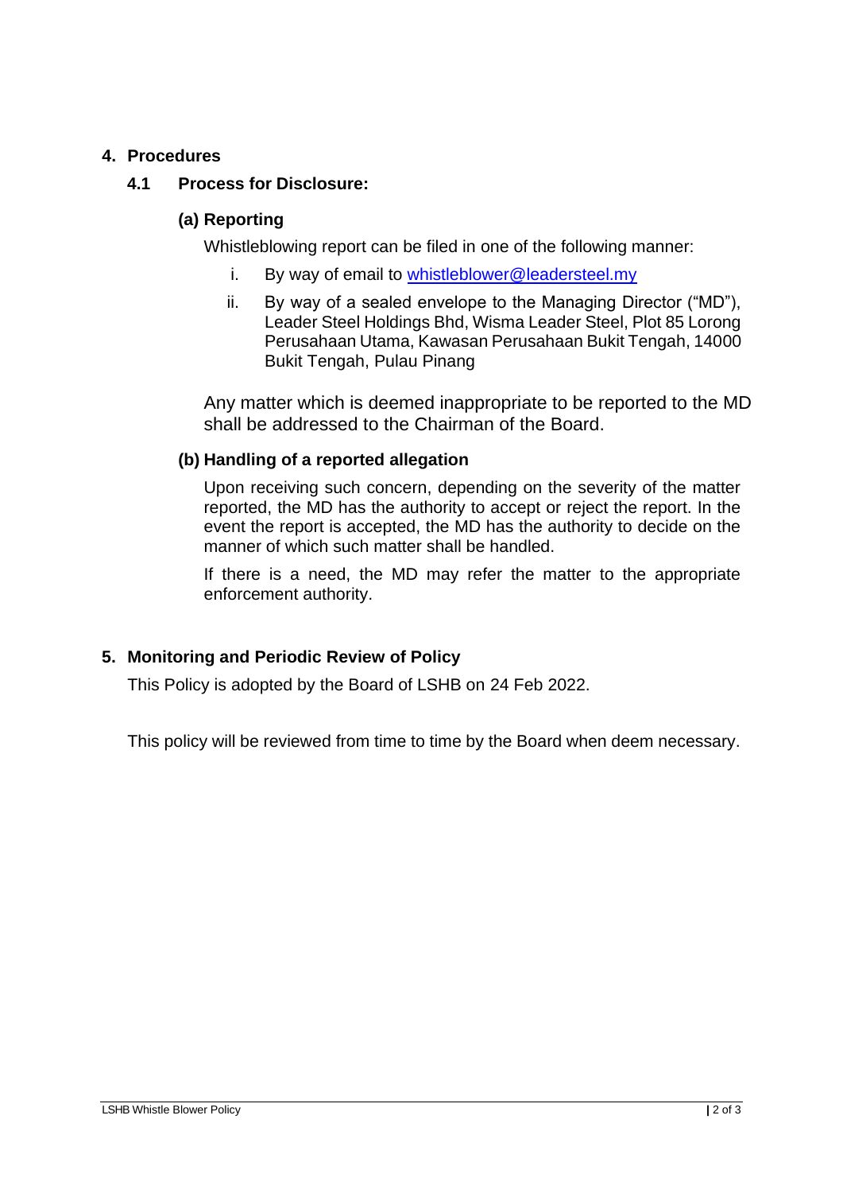## 4. Procedures

### 4.1 Process for Disclosure:

#### (a) Reporting

Whistleblowing report can be filed in one of the following manner:

i. By way of email to whistleblower@leadersteel.my

ii. By way of a sealed envelope to the Managing Director ("MD"), Leader Steel Holdings Bhd, Wisma Leader Steel, Plot 85 Lorong Perusahaan Utama, Kawasan Perusahaan Bukit Tengah, 14000 Bukit Tengah, Pulau Pinang

Any matter which is deemed inappropriate to be reported to the MD shall be addressed to the Chairman of the Board.

#### (b) Handling of a reported allegation

Upon receiving such concern, depending on the severity of the matter reported, the MD has the authority to accept or reject the report. In the event the report is accepted, the MD has the authority to decide on the manner of which such matter shall be handled.

If there is a need, the MD may refer the matter to the appropriate enforcement authority.

## 5. Monitoring and Periodic Review of Policy

This Policy is adopted by the Board of LSHB on 24 Feb 2022.

This policy will be reviewed from time to time by the Board when deem necessary.